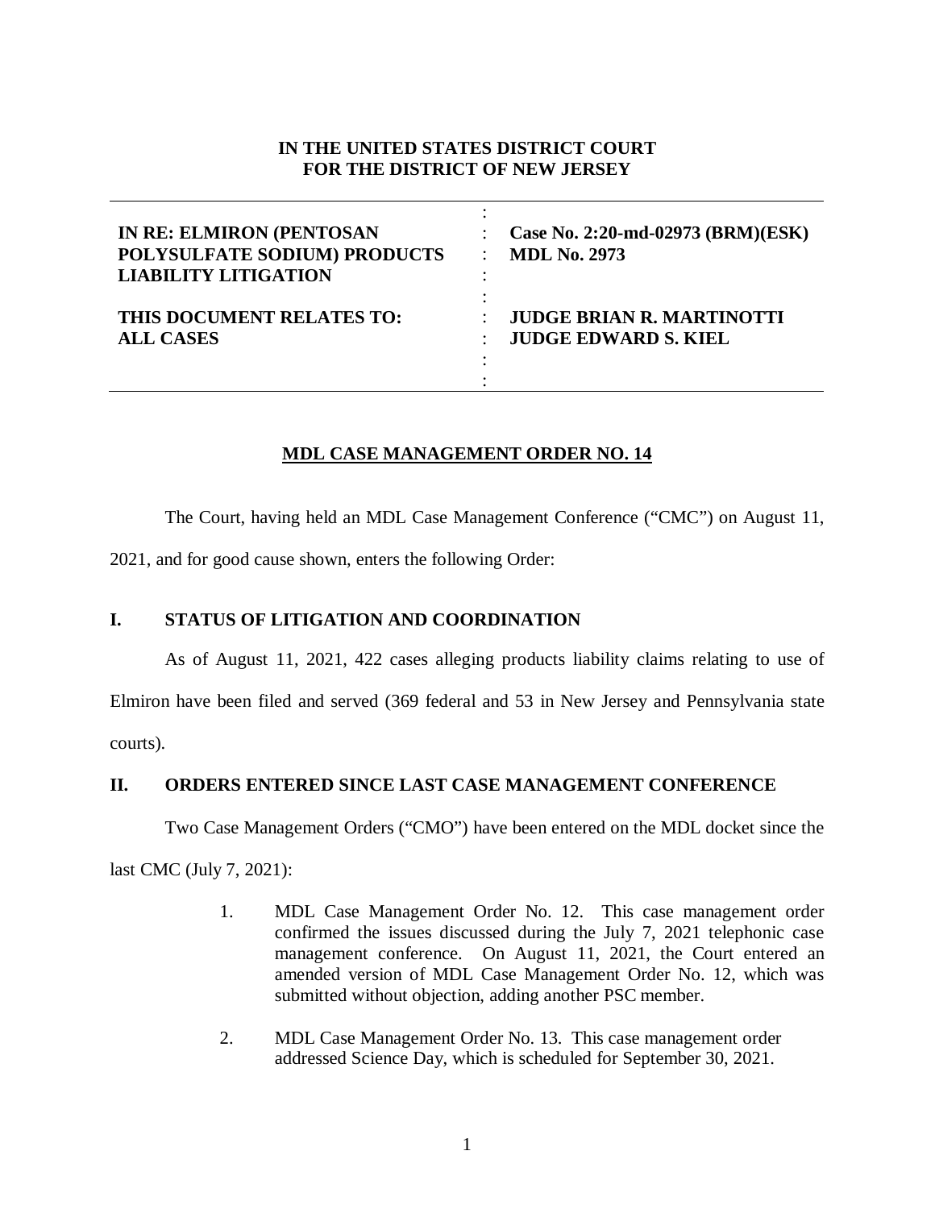**IN THE UNITED STATES DISTRICT COURT**
**FOR THE DISTRICT OF NEW JERSEY**

| | | |
|---|---|---|
| **IN RE: ELMIRON (PENTOSAN POLYSULFATE SODIUM) PRODUCTS LIABILITY LITIGATION** | : | **Case No. 2:20-md-02973 (BRM)(ESK)** **MDL No. 2973** |
| **THIS DOCUMENT RELATES TO: ALL CASES** | : | **JUDGE BRIAN R. MARTINOTTI** **JUDGE EDWARD S. KIEL** |

**MDL CASE MANAGEMENT ORDER NO. 14**

The Court, having held an MDL Case Management Conference ("CMC") on August 11, 2021, and for good cause shown, enters the following Order:

## I. STATUS OF LITIGATION AND COORDINATION

As of August 11, 2021, 422 cases alleging products liability claims relating to use of Elmiron have been filed and served (369 federal and 53 in New Jersey and Pennsylvania state courts).

## II. ORDERS ENTERED SINCE LAST CASE MANAGEMENT CONFERENCE

Two Case Management Orders ("CMO") have been entered on the MDL docket since the last CMC (July 7, 2021):

1. MDL Case Management Order No. 12. This case management order confirmed the issues discussed during the July 7, 2021 telephonic case management conference. On August 11, 2021, the Court entered an amended version of MDL Case Management Order No. 12, which was submitted without objection, adding another PSC member.

2. MDL Case Management Order No. 13. This case management order addressed Science Day, which is scheduled for September 30, 2021.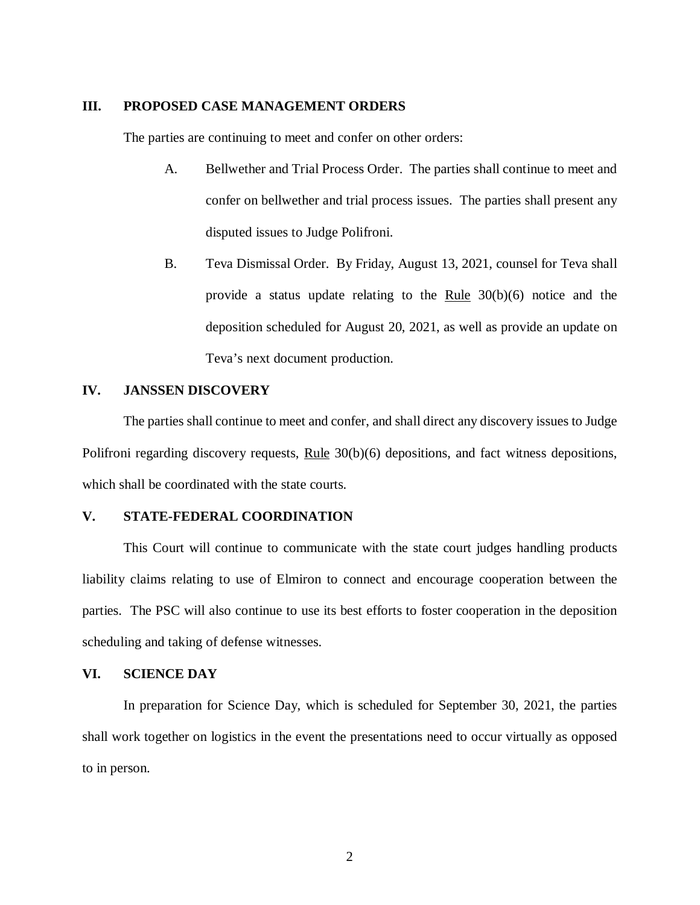## III. PROPOSED CASE MANAGEMENT ORDERS

The parties are continuing to meet and confer on other orders:

A. Bellwether and Trial Process Order. The parties shall continue to meet and confer on bellwether and trial process issues. The parties shall present any disputed issues to Judge Polifroni.

B. Teva Dismissal Order. By Friday, August 13, 2021, counsel for Teva shall provide a status update relating to the Rule 30(b)(6) notice and the deposition scheduled for August 20, 2021, as well as provide an update on Teva's next document production.

## IV. JANSSEN DISCOVERY

The parties shall continue to meet and confer, and shall direct any discovery issues to Judge Polifroni regarding discovery requests, Rule 30(b)(6) depositions, and fact witness depositions, which shall be coordinated with the state courts.

## V. STATE-FEDERAL COORDINATION

This Court will continue to communicate with the state court judges handling products liability claims relating to use of Elmiron to connect and encourage cooperation between the parties. The PSC will also continue to use its best efforts to foster cooperation in the deposition scheduling and taking of defense witnesses.

## VI. SCIENCE DAY

In preparation for Science Day, which is scheduled for September 30, 2021, the parties shall work together on logistics in the event the presentations need to occur virtually as opposed to in person.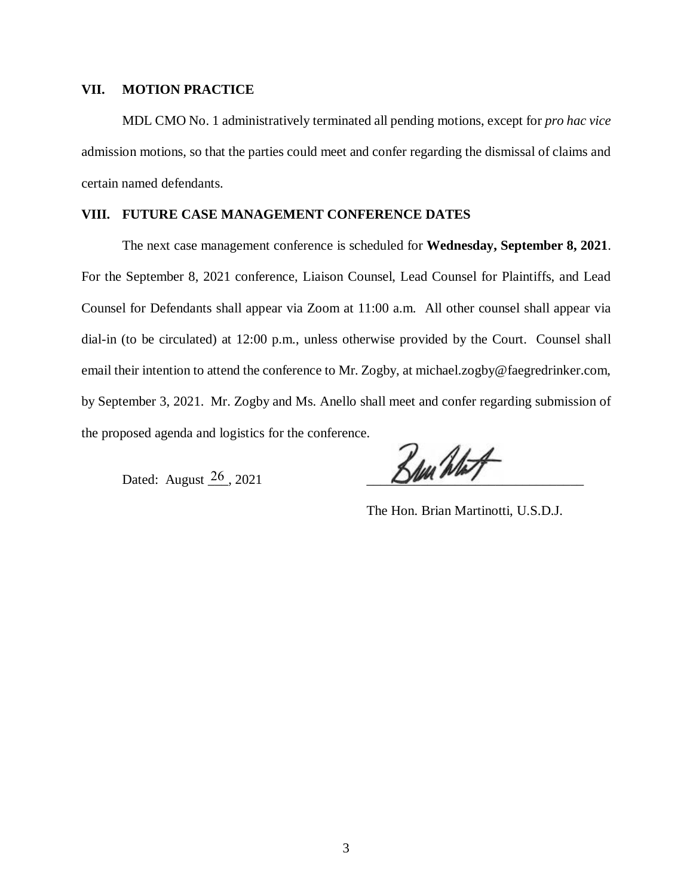## VII. MOTION PRACTICE

MDL CMO No. 1 administratively terminated all pending motions, except for *pro hac vice* admission motions, so that the parties could meet and confer regarding the dismissal of claims and certain named defendants.

## VIII. FUTURE CASE MANAGEMENT CONFERENCE DATES

The next case management conference is scheduled for **Wednesday, September 8, 2021**. For the September 8, 2021 conference, Liaison Counsel, Lead Counsel for Plaintiffs, and Lead Counsel for Defendants shall appear via Zoom at 11:00 a.m. All other counsel shall appear via dial-in (to be circulated) at 12:00 p.m., unless otherwise provided by the Court. Counsel shall email their intention to attend the conference to Mr. Zogby, at michael.zogby@faegredrinker.com, by September 3, 2021. Mr. Zogby and Ms. Anello shall meet and confer regarding submission of the proposed agenda and logistics for the conference.

Dated: August 26, 2021

_______________________________

The Hon. Brian Martinotti, U.S.D.J.